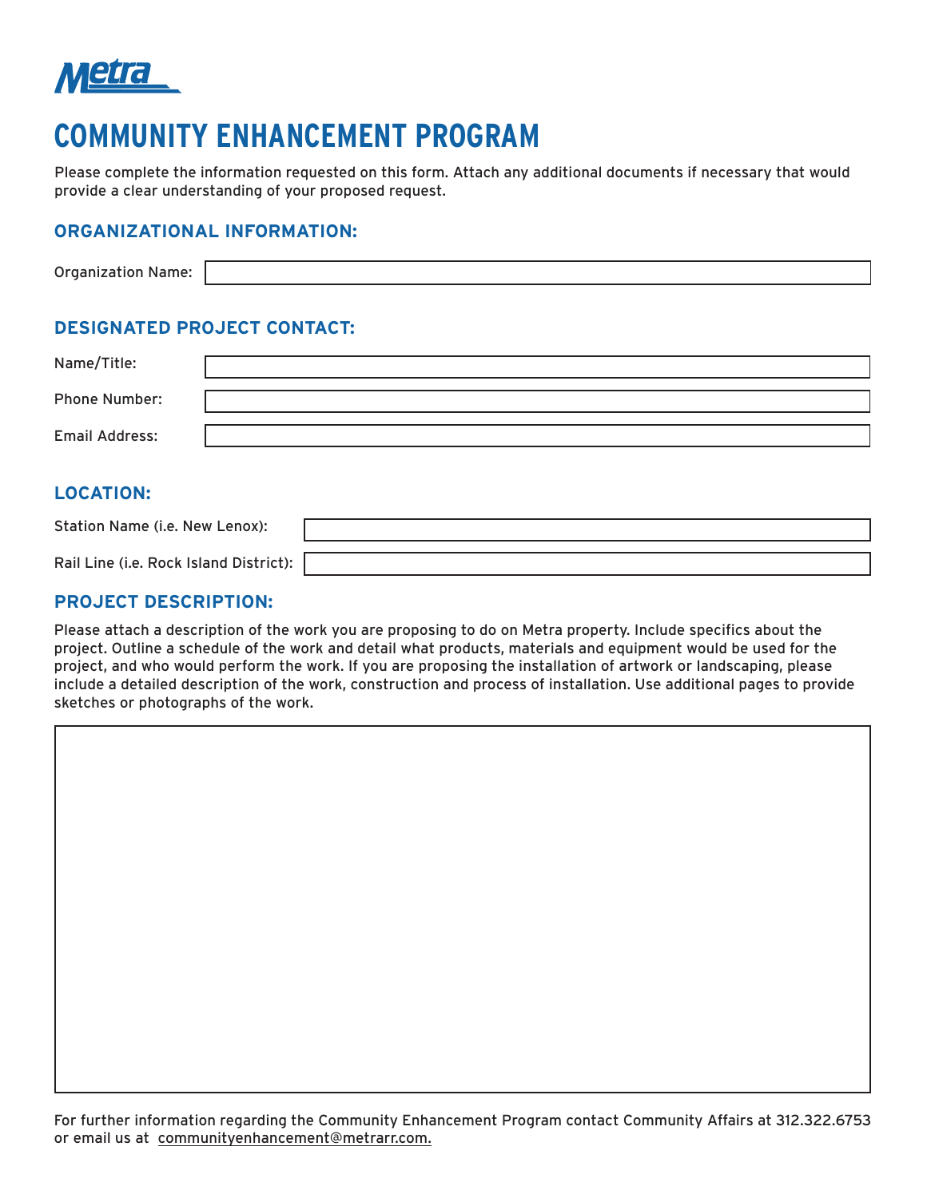Metra

# COMMUNITY ENHANCEMENT PROGRAM

Please complete the information requested on this form. Attach any additional documents if necessary that would provide a clear understanding of your proposed request.

## ORGANIZATIONAL INFORMATION:

Organization Name:

## DESIGNATED PROJECT CONTACT:

Name/Title:

Phone Number:

Email Address:

## LOCATION:

Station Name (i.e. New Lenox):

Rail Line (i.e. Rock Island District):

## PROJECT DESCRIPTION:

Please attach a description of the work you are proposing to do on Metra property. Include specifics about the project. Outline a schedule of the work and detail what products, materials and equipment would be used for the project, and who would perform the work. If you are proposing the installation of artwork or landscaping, please include a detailed description of the work, construction and process of installation. Use additional pages to provide sketches or photographs of the work.

For further information regarding the Community Enhancement Program contact Community Affairs at 312.322.6753 or email us at communityenhancement@metrarr.com.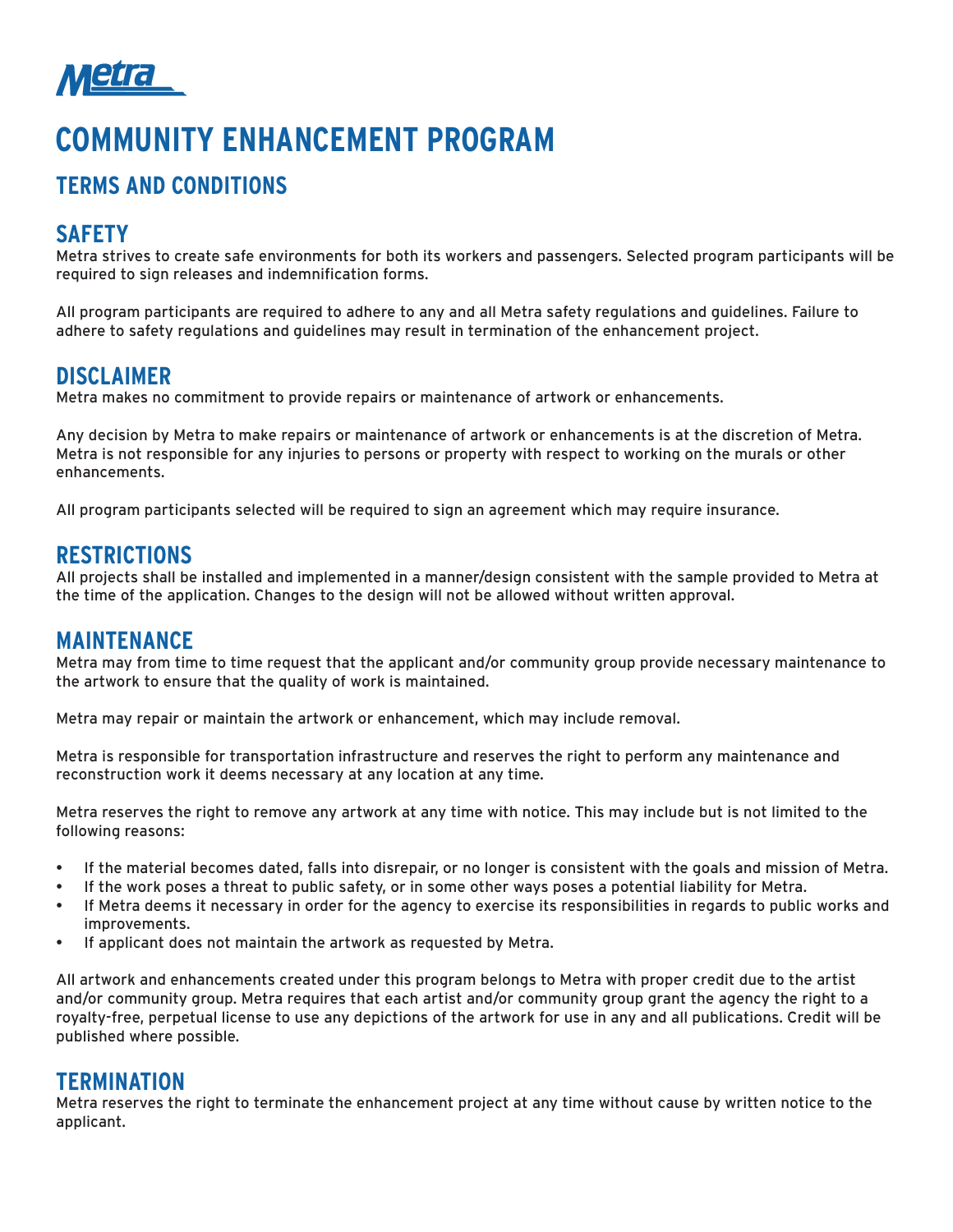Metra

# COMMUNITY ENHANCEMENT PROGRAM

## TERMS AND CONDITIONS

### SAFETY

Metra strives to create safe environments for both its workers and passengers. Selected program participants will be required to sign releases and indemnification forms.

All program participants are required to adhere to any and all Metra safety regulations and guidelines. Failure to adhere to safety regulations and guidelines may result in termination of the enhancement project.

### DISCLAIMER

Metra makes no commitment to provide repairs or maintenance of artwork or enhancements.

Any decision by Metra to make repairs or maintenance of artwork or enhancements is at the discretion of Metra. Metra is not responsible for any injuries to persons or property with respect to working on the murals or other enhancements.

All program participants selected will be required to sign an agreement which may require insurance.

### RESTRICTIONS

All projects shall be installed and implemented in a manner/design consistent with the sample provided to Metra at the time of the application. Changes to the design will not be allowed without written approval.

### MAINTENANCE

Metra may from time to time request that the applicant and/or community group provide necessary maintenance to the artwork to ensure that the quality of work is maintained.

Metra may repair or maintain the artwork or enhancement, which may include removal.

Metra is responsible for transportation infrastructure and reserves the right to perform any maintenance and reconstruction work it deems necessary at any location at any time.

Metra reserves the right to remove any artwork at any time with notice. This may include but is not limited to the following reasons:

- If the material becomes dated, falls into disrepair, or no longer is consistent with the goals and mission of Metra.
- If the work poses a threat to public safety, or in some other ways poses a potential liability for Metra.
- If Metra deems it necessary in order for the agency to exercise its responsibilities in regards to public works and improvements.
- If applicant does not maintain the artwork as requested by Metra.

All artwork and enhancements created under this program belongs to Metra with proper credit due to the artist and/or community group. Metra requires that each artist and/or community group grant the agency the right to a royalty-free, perpetual license to use any depictions of the artwork for use in any and all publications. Credit will be published where possible.

### TERMINATION

Metra reserves the right to terminate the enhancement project at any time without cause by written notice to the applicant.